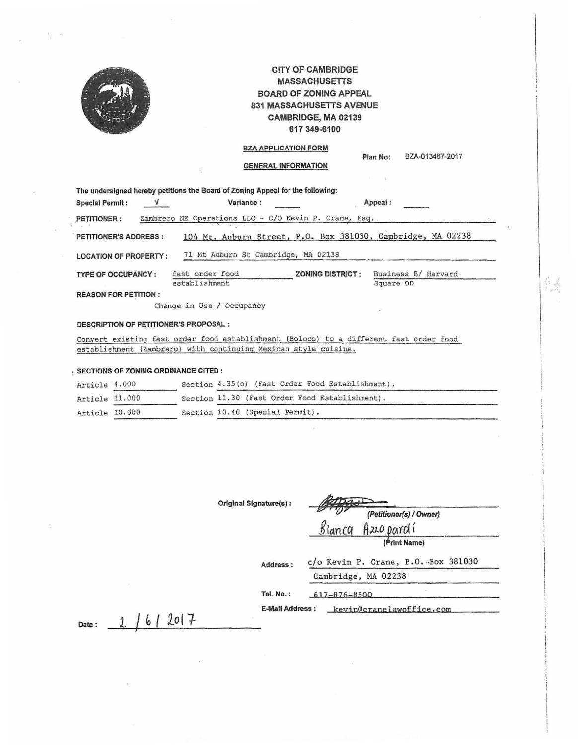# CITY OF CAMBRIDGE
## MASSACHUSETTS
## BOARD OF ZONING APPEAL
831 MASSACHUSETTS AVENUE
CAMBRIDGE, MA 02139
617 349-6100

**BZA APPLICATION FORM**

**GENERAL INFORMATION**

**Plan No:** BZA-013467-2017

**The undersigned hereby petitions the Board of Zoning Appeal for the following:**

**Special Permit :** √ **Variance :** ______ **Appeal :** ______

**PETITIONER :** Zambrero NE Operations LLC - C/O Kevin P. Crane, Esq.

**PETITIONER'S ADDRESS :** 104 Mt. Auburn Street, P.O. Box 381030, Cambridge, MA 02238

**LOCATION OF PROPERTY :** 71 Mt Auburn St Cambridge, MA 02138

**TYPE OF OCCUPANCY :** fast order food establishment **ZONING DISTRICT :** Business B/ Harvard Square OD

**REASON FOR PETITION :**

Change in Use / Occupancy

**DESCRIPTION OF PETITIONER'S PROPOSAL :**

Convert existing fast order food establishment (Boloco) to a different fast order food establishment (Zambrero) with continuing Mexican style cuisine.

**SECTIONS OF ZONING ORDINANCE CITED :**

| | |
|---|---|
| Article 4.000 | Section 4.35(o) (Fast Order Food Establishment). |
| Article 11.000 | Section 11.30 (Fast Order Food Establishment). |
| Article 10.000 | Section 10.40 (Special Permit). |

**Original Signature(s) :** [signature]
*(Petitioner(s) / Owner)*

Bianca Azzopardi
**(Print Name)**

**Address :** c/o Kevin P. Crane, P.O. Box 381030
Cambridge, MA 02238

**Tel. No. :** 617-876-8500

**E-Mail Address :** kevin@cranelawoffice.com

**Date :** 2 / 6 / 2017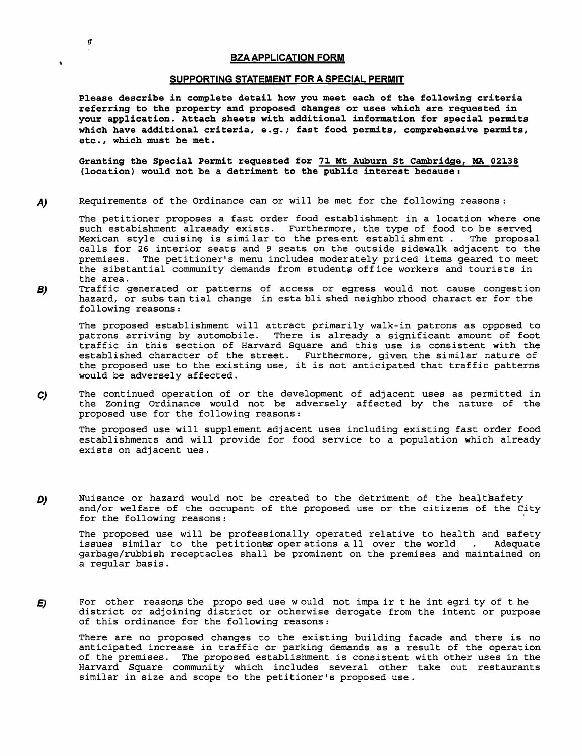## BZA APPLICATION FORM

### SUPPORTING STATEMENT FOR A SPECIAL PERMIT

**Please describe in complete detail how you meet each of the following criteria referring to the property and proposed changes or uses which are requested in your application. Attach sheets with additional information for special permits which have additional criteria, e.g.; fast food permits, comprehensive permits, etc., which must be met.**

**Granting the Special Permit requested for 71 Mt Auburn St Cambridge, MA 02138 (location) would not be a detriment to the public interest because:**

***A)*** Requirements of the Ordinance can or will be met for the following reasons:

The petitioner proposes a fast order food establishment in a location where one such estabishment alraeady exists. Furthermore, the type of food to be served Mexican style cuisine is similar to the present establishment. The proposal calls for 26 interior seats and 9 seats on the outside sidewalk adjacent to the premises. The petitioner's menu includes moderately priced items geared to meet the sibstantial community demands from students office workers and tourists in the area.

***B)*** Traffic generated or patterns of access or egress would not cause congestion hazard, or substantial change in established neighborhood character for the following reasons:

The proposed establishment will attract primarily walk-in patrons as opposed to patrons arriving by automobile. There is already a significant amount of foot traffic in this section of Harvard Square and this use is consistent with the established character of the street. Furthermore, given the similar nature of the proposed use to the existing use, it is not anticipated that traffic patterns would be adversely affected.

***C)*** The continued operation of or the development of adjacent uses as permitted in the Zoning Ordinance would not be adversely affected by the nature of the proposed use for the following reasons:

The proposed use will supplement adjacent uses including existing fast order food establishments and will provide for food service to a population which already exists on adjacent ues.

***D)*** Nuisance or hazard would not be created to the detriment of the healthsafety and/or welfare of the occupant of the proposed use or the citizens of the City for the following reasons:

The proposed use will be professionally operated relative to health and safety issues similar to the petitioners operations all over the world . Adequate garbage/rubbish receptacles shall be prominent on the premises and maintained on a regular basis.

***E)*** For other reasons the proposed use would not impair the integrity of the district or adjoining district or otherwise derogate from the intent or purpose of this ordinance for the following reasons:

There are no proposed changes to the existing building facade and there is no anticipated increase in traffic or parking demands as a result of the operation of the premises. The proposed establishment is consistent with other uses in the Harvard Square community which includes several other take out restaurants similar in size and scope to the petitioner's proposed use.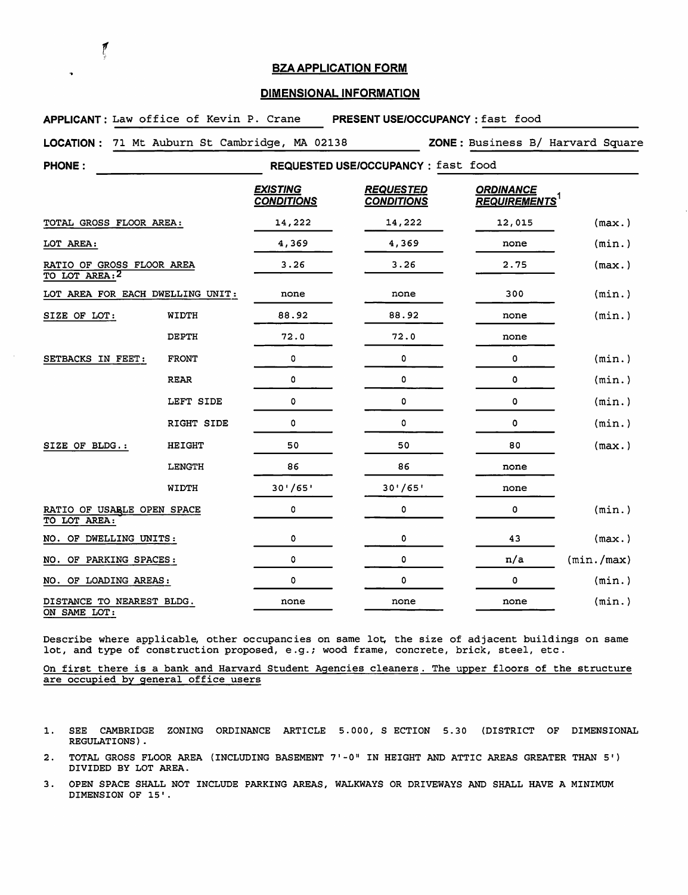## BZA APPLICATION FORM

## DIMENSIONAL INFORMATION

**APPLICANT:** Law office of Kevin P. Crane **PRESENT USE/OCCUPANCY:** fast food

**LOCATION:** 71 Mt Auburn St Cambridge, MA 02138 **ZONE:** Business B/ Harvard Square

**PHONE:** **REQUESTED USE/OCCUPANCY:** fast food

| | | ***EXISTING CONDITIONS*** | ***REQUESTED CONDITIONS*** | ***ORDINANCE REQUIREMENTS***[1] | |
|---|---|---|---|---|---|
| TOTAL GROSS FLOOR AREA: | | 14,222 | 14,222 | 12,015 | (max.) |
| LOT AREA: | | 4,369 | 4,369 | none | (min.) |
| RATIO OF GROSS FLOOR AREA TO LOT AREA:[2] | | 3.26 | 3.26 | 2.75 | (max.) |
| LOT AREA FOR EACH DWELLING UNIT: | | none | none | 300 | (min.) |
| SIZE OF LOT: | WIDTH | 88.92 | 88.92 | none | (min.) |
| | DEPTH | 72.0 | 72.0 | none | |
| SETBACKS IN FEET: | FRONT | 0 | 0 | 0 | (min.) |
| | REAR | 0 | 0 | 0 | (min.) |
| | LEFT SIDE | 0 | 0 | 0 | (min.) |
| | RIGHT SIDE | 0 | 0 | 0 | (min.) |
| SIZE OF BLDG.: | HEIGHT | 50 | 50 | 80 | (max.) |
| | LENGTH | 86 | 86 | none | |
| | WIDTH | 30'/65' | 30'/65' | none | |
| RATIO OF USABLE OPEN SPACE TO LOT AREA: | | 0 | 0 | 0 | (min.) |
| NO. OF DWELLING UNITS: | | 0 | 0 | 43 | (max.) |
| NO. OF PARKING SPACES: | | 0 | 0 | n/a | (min./max) |
| NO. OF LOADING AREAS: | | 0 | 0 | 0 | (min.) |
| DISTANCE TO NEAREST BLDG. ON SAME LOT: | | none | none | none | (min.) |

Describe where applicable, other occupancies on same lot, the size of adjacent buildings on same lot, and type of construction proposed, e.g.; wood frame, concrete, brick, steel, etc.

On first there is a bank and Harvard Student Agencies cleaners. The upper floors of the structure are occupied by general office users

1. SEE CAMBRIDGE ZONING ORDINANCE ARTICLE 5.000, S ECTION 5.30 (DISTRICT OF DIMENSIONAL REGULATIONS).
2. TOTAL GROSS FLOOR AREA (INCLUDING BASEMENT 7'-0" IN HEIGHT AND ATTIC AREAS GREATER THAN 5') DIVIDED BY LOT AREA.
3. OPEN SPACE SHALL NOT INCLUDE PARKING AREAS, WALKWAYS OR DRIVEWAYS AND SHALL HAVE A MINIMUM DIMENSION OF 15'.